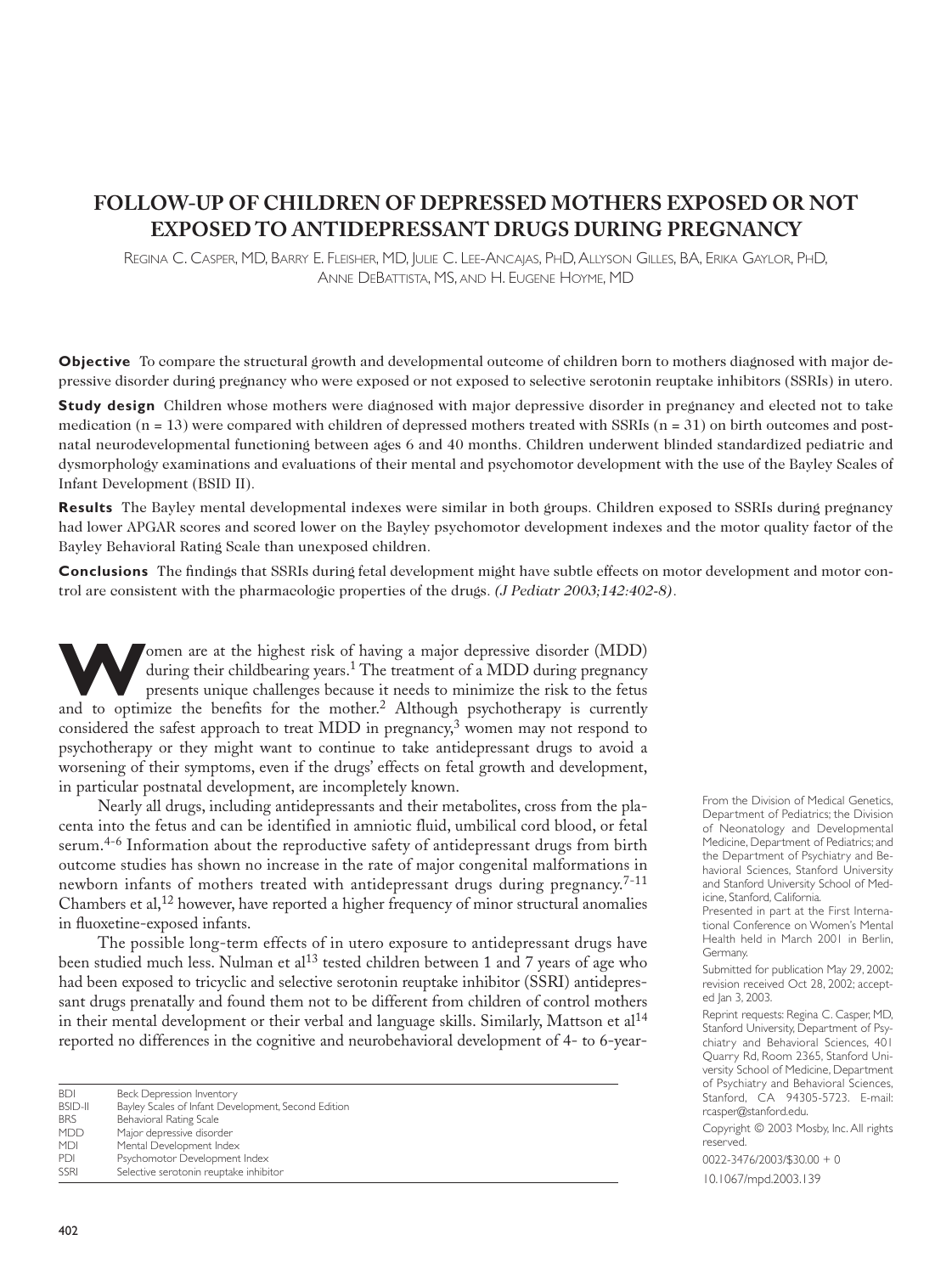# FOLLOW-UP OF CHILDREN OF DEPRESSED MOTHERS EXPOSED OR NOT EXPOSED TO ANTIDEPRESSANT DRUGS DURING PREGNANCY

REGINA C. CASPER, MD, BARRY E. FLEISHER, MD, JULIE C. LEE-ANCAJAS, PHD, ALLYSON GILLES, BA, ERIKA GAYLOR, PHD, ANNE DEBATTISTA, MS, AND H. EUGENE HOYME, MD

**Objective** To compare the structural growth and developmental outcome of children born to mothers diagnosed with major depressive disorder during pregnancy who were exposed or not exposed to selective serotonin reuptake inhibitors (SSRIs) in utero.

**Study design** Children whose mothers were diagnosed with major depressive disorder in pregnancy and elected not to take medication (n = 13) were compared with children of depressed mothers treated with SSRIs (n = 31) on birth outcomes and postnatal neurodevelopmental functioning between ages 6 and 40 months. Children underwent blinded standardized pediatric and dysmorphology examinations and evaluations of their mental and psychomotor development with the use of the Bayley Scales of Infant Development (BSID II).

**Results** The Bayley mental developmental indexes were similar in both groups. Children exposed to SSRIs during pregnancy had lower APGAR scores and scored lower on the Bayley psychomotor development indexes and the motor quality factor of the Bayley Behavioral Rating Scale than unexposed children.

**Conclusions** The findings that SSRIs during fetal development might have subtle effects on motor development and motor control are consistent with the pharmacologic properties of the drugs. *(J Pediatr 2003;142:402-8)*.

Women are at the highest risk of having a major depressive disorder (MDD) during their childbearing years.[1] The treatment of a MDD during pregnancy presents unique challenges because it needs to minimize the risk to the fetus and to optimize the benefits for the mother.[2] Although psychotherapy is currently considered the safest approach to treat MDD in pregnancy,[3] women may not respond to psychotherapy or they might want to continue to take antidepressant drugs to avoid a worsening of their symptoms, even if the drugs' effects on fetal growth and development, in particular postnatal development, are incompletely known.

Nearly all drugs, including antidepressants and their metabolites, cross from the placenta into the fetus and can be identified in amniotic fluid, umbilical cord blood, or fetal serum.[4-6] Information about the reproductive safety of antidepressant drugs from birth outcome studies has shown no increase in the rate of major congenital malformations in newborn infants of mothers treated with antidepressant drugs during pregnancy.[7-11] Chambers et al,[12] however, have reported a higher frequency of minor structural anomalies in fluoxetine-exposed infants.

The possible long-term effects of in utero exposure to antidepressant drugs have been studied much less. Nulman et al[13] tested children between 1 and 7 years of age who had been exposed to tricyclic and selective serotonin reuptake inhibitor (SSRI) antidepressant drugs prenatally and found them not to be different from children of control mothers in their mental development or their verbal and language skills. Similarly, Mattson et al[14] reported no differences in the cognitive and neurobehavioral development of 4- to 6-year-

| | |
|---|---|
| BDI | Beck Depression Inventory |
| BSID-II | Bayley Scales of Infant Development, Second Edition |
| BRS | Behavioral Rating Scale |
| MDD | Major depressive disorder |
| MDI | Mental Development Index |
| PDI | Psychomotor Development Index |
| SSRI | Selective serotonin reuptake inhibitor |

From the Division of Medical Genetics, Department of Pediatrics; the Division of Neonatology and Developmental Medicine, Department of Pediatrics; and the Department of Psychiatry and Behavioral Sciences, Stanford University and Stanford University School of Medicine, Stanford, California.

Presented in part at the First International Conference on Women's Mental Health held in March 2001 in Berlin, Germany.

Submitted for publication May 29, 2002; revision received Oct 28, 2002; accepted Jan 3, 2003.

Reprint requests: Regina C. Casper, MD, Stanford University, Department of Psychiatry and Behavioral Sciences, 401 Quarry Rd, Room 2365, Stanford University School of Medicine, Department of Psychiatry and Behavioral Sciences, Stanford, CA 94305-5723. E-mail: rcasper@stanford.edu.

Copyright © 2003 Mosby, Inc. All rights reserved.

0022-3476/2003/$30.00 + 0

10.1067/mpd.2003.139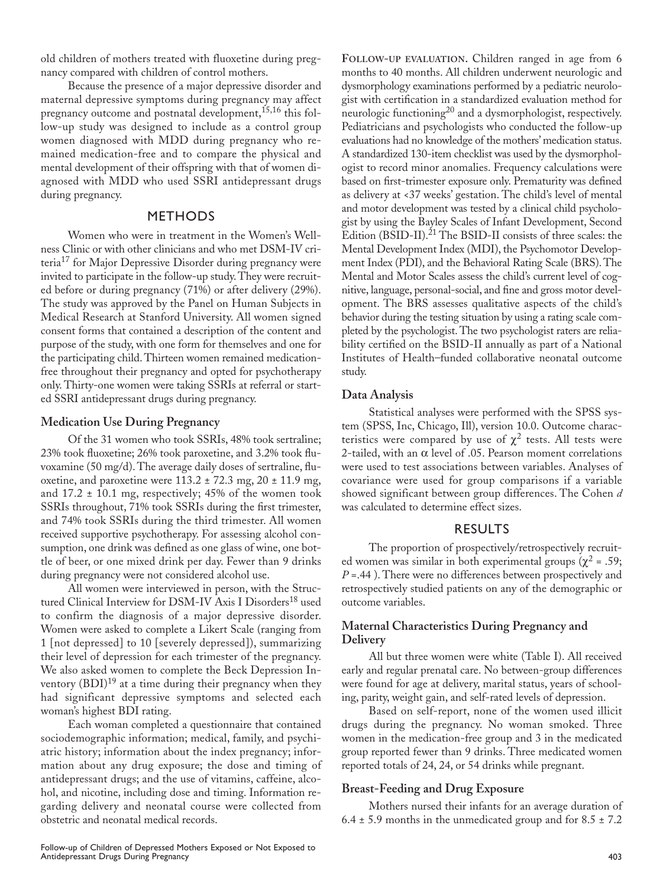old children of mothers treated with fluoxetine during pregnancy compared with children of control mothers.

Because the presence of a major depressive disorder and maternal depressive symptoms during pregnancy may affect pregnancy outcome and postnatal development,[15,16] this follow-up study was designed to include as a control group women diagnosed with MDD during pregnancy who remained medication-free and to compare the physical and mental development of their offspring with that of women diagnosed with MDD who used SSRI antidepressant drugs during pregnancy.

## METHODS

Women who were in treatment in the Women's Wellness Clinic or with other clinicians and who met DSM-IV criteria[17] for Major Depressive Disorder during pregnancy were invited to participate in the follow-up study. They were recruited before or during pregnancy (71%) or after delivery (29%). The study was approved by the Panel on Human Subjects in Medical Research at Stanford University. All women signed consent forms that contained a description of the content and purpose of the study, with one form for themselves and one for the participating child. Thirteen women remained medication-free throughout their pregnancy and opted for psychotherapy only. Thirty-one women were taking SSRIs at referral or started SSRI antidepressant drugs during pregnancy.

### Medication Use During Pregnancy

Of the 31 women who took SSRIs, 48% took sertraline; 23% took fluoxetine; 26% took paroxetine, and 3.2% took fluvoxamine (50 mg/d). The average daily doses of sertraline, fluoxetine, and paroxetine were 113.2 ± 72.3 mg, 20 ± 11.9 mg, and 17.2 ± 10.1 mg, respectively; 45% of the women took SSRIs throughout, 71% took SSRIs during the first trimester, and 74% took SSRIs during the third trimester. All women received supportive psychotherapy. For assessing alcohol consumption, one drink was defined as one glass of wine, one bottle of beer, or one mixed drink per day. Fewer than 9 drinks during pregnancy were not considered alcohol use.

All women were interviewed in person, with the Structured Clinical Interview for DSM-IV Axis I Disorders[18] used to confirm the diagnosis of a major depressive disorder. Women were asked to complete a Likert Scale (ranging from 1 [not depressed] to 10 [severely depressed]), summarizing their level of depression for each trimester of the pregnancy. We also asked women to complete the Beck Depression Inventory (BDI)[19] at a time during their pregnancy when they had significant depressive symptoms and selected each woman's highest BDI rating.

Each woman completed a questionnaire that contained sociodemographic information; medical, family, and psychiatric history; information about the index pregnancy; information about any drug exposure; the dose and timing of antidepressant drugs; and the use of vitamins, caffeine, alcohol, and nicotine, including dose and timing. Information regarding delivery and neonatal course were collected from obstetric and neonatal medical records.

**Follow-up evaluation.** Children ranged in age from 6 months to 40 months. All children underwent neurologic and dysmorphology examinations performed by a pediatric neurologist with certification in a standardized evaluation method for neurologic functioning[20] and a dysmorphologist, respectively. Pediatricians and psychologists who conducted the follow-up evaluations had no knowledge of the mothers' medication status. A standardized 130-item checklist was used by the dysmorphologist to record minor anomalies. Frequency calculations were based on first-trimester exposure only. Prematurity was defined as delivery at <37 weeks' gestation. The child's level of mental and motor development was tested by a clinical child psychologist by using the Bayley Scales of Infant Development, Second Edition (BSID-II).[21] The BSID-II consists of three scales: the Mental Development Index (MDI), the Psychomotor Development Index (PDI), and the Behavioral Rating Scale (BRS). The Mental and Motor Scales assess the child's current level of cognitive, language, personal-social, and fine and gross motor development. The BRS assesses qualitative aspects of the child's behavior during the testing situation by using a rating scale completed by the psychologist. The two psychologist raters are reliability certified on the BSID-II annually as part of a National Institutes of Health–funded collaborative neonatal outcome study.

### Data Analysis

Statistical analyses were performed with the SPSS system (SPSS, Inc, Chicago, Ill), version 10.0. Outcome characteristics were compared by use of $\chi^2$ tests. All tests were 2-tailed, with an $\alpha$ level of .05. Pearson moment correlations were used to test associations between variables. Analyses of covariance were used for group comparisons if a variable showed significant between group differences. The Cohen *d* was calculated to determine effect sizes.

## RESULTS

The proportion of prospectively/retrospectively recruited women was similar in both experimental groups ($\chi^2$ = .59; *P* =.44 ). There were no differences between prospectively and retrospectively studied patients on any of the demographic or outcome variables.

### Maternal Characteristics During Pregnancy and Delivery

All but three women were white (Table I). All received early and regular prenatal care. No between-group differences were found for age at delivery, marital status, years of schooling, parity, weight gain, and self-rated levels of depression.

Based on self-report, none of the women used illicit drugs during the pregnancy. No woman smoked. Three women in the medication-free group and 3 in the medicated group reported fewer than 9 drinks. Three medicated women reported totals of 24, 24, or 54 drinks while pregnant.

### Breast-Feeding and Drug Exposure

Mothers nursed their infants for an average duration of 6.4 ± 5.9 months in the unmedicated group and for 8.5 ± 7.2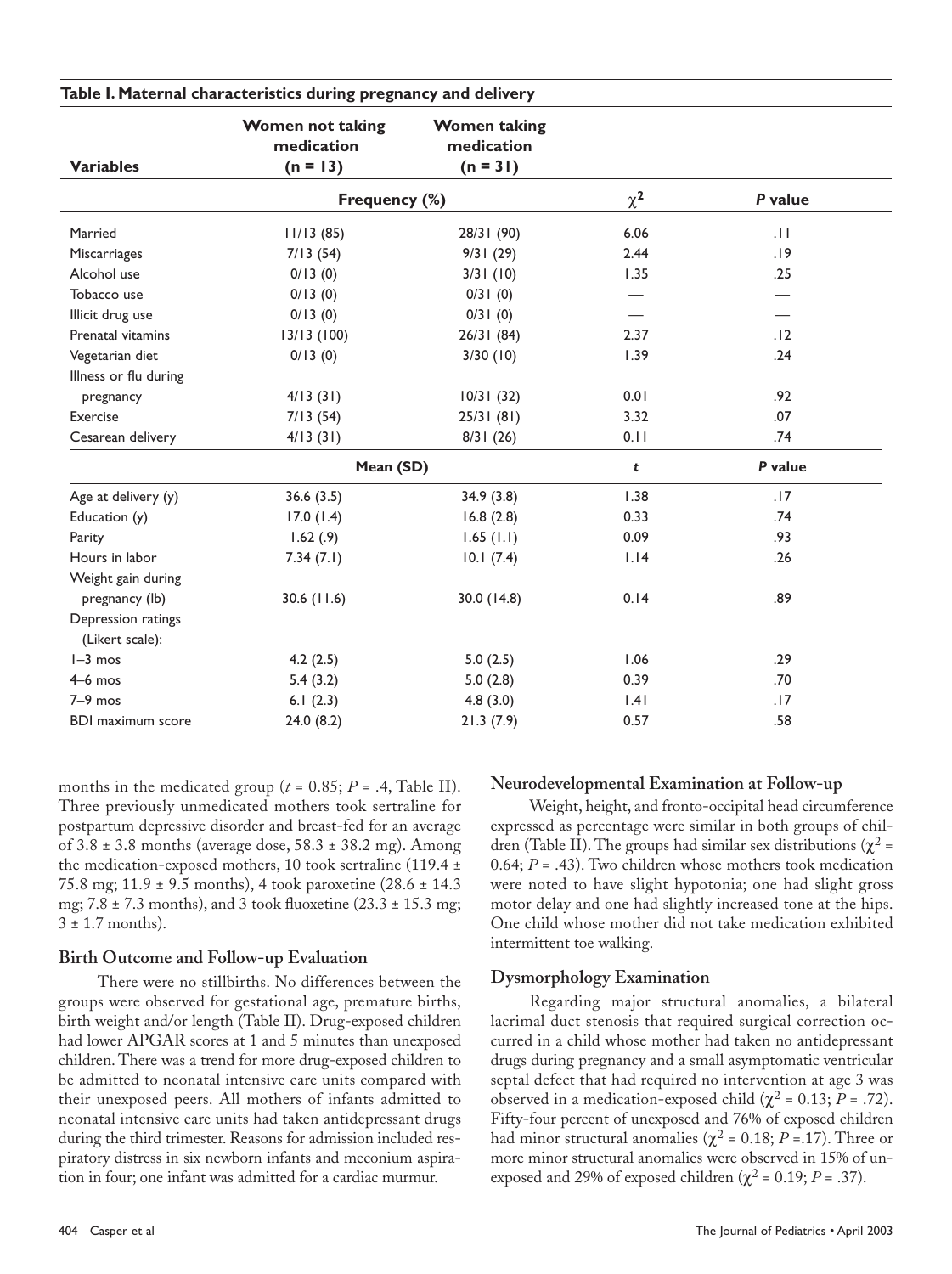**Table I. Maternal characteristics during pregnancy and delivery**

| Variables | Women not taking medication (n = 13) | Women taking medication (n = 31) | | |
|---|---|---|---|---|
| | Frequency (%) | | $\chi^2$ | *P* value |
| Married | 11/13 (85) | 28/31 (90) | 6.06 | .11 |
| Miscarriages | 7/13 (54) | 9/31 (29) | 2.44 | .19 |
| Alcohol use | 0/13 (0) | 3/31 (10) | 1.35 | .25 |
| Tobacco use | 0/13 (0) | 0/31 (0) | — | — |
| Illicit drug use | 0/13 (0) | 0/31 (0) | — | — |
| Prenatal vitamins | 13/13 (100) | 26/31 (84) | 2.37 | .12 |
| Vegetarian diet | 0/13 (0) | 3/30 (10) | 1.39 | .24 |
| Illness or flu during pregnancy | 4/13 (31) | 10/31 (32) | 0.01 | .92 |
| Exercise | 7/13 (54) | 25/31 (81) | 3.32 | .07 |
| Cesarean delivery | 4/13 (31) | 8/31 (26) | 0.11 | .74 |
| | Mean (SD) | | *t* | *P* value |
| Age at delivery (y) | 36.6 (3.5) | 34.9 (3.8) | 1.38 | .17 |
| Education (y) | 17.0 (1.4) | 16.8 (2.8) | 0.33 | .74 |
| Parity | 1.62 (.9) | 1.65 (1.1) | 0.09 | .93 |
| Hours in labor | 7.34 (7.1) | 10.1 (7.4) | 1.14 | .26 |
| Weight gain during pregnancy (lb) | 30.6 (11.6) | 30.0 (14.8) | 0.14 | .89 |
| Depression ratings (Likert scale): | | | | |
| 1–3 mos | 4.2 (2.5) | 5.0 (2.5) | 1.06 | .29 |
| 4–6 mos | 5.4 (3.2) | 5.0 (2.8) | 0.39 | .70 |
| 7–9 mos | 6.1 (2.3) | 4.8 (3.0) | 1.41 | .17 |
| BDI maximum score | 24.0 (8.2) | 21.3 (7.9) | 0.57 | .58 |

months in the medicated group ($t$ = 0.85; $P$ = .4, Table II). Three previously unmedicated mothers took sertraline for postpartum depressive disorder and breast-fed for an average of 3.8 ± 3.8 months (average dose, 58.3 ± 38.2 mg). Among the medication-exposed mothers, 10 took sertraline (119.4 ± 75.8 mg; 11.9 ± 9.5 months), 4 took paroxetine (28.6 ± 14.3 mg; 7.8 ± 7.3 months), and 3 took fluoxetine (23.3 ± 15.3 mg; 3 ± 1.7 months).

## Birth Outcome and Follow-up Evaluation

There were no stillbirths. No differences between the groups were observed for gestational age, premature births, birth weight and/or length (Table II). Drug-exposed children had lower APGAR scores at 1 and 5 minutes than unexposed children. There was a trend for more drug-exposed children to be admitted to neonatal intensive care units compared with their unexposed peers. All mothers of infants admitted to neonatal intensive care units had taken antidepressant drugs during the third trimester. Reasons for admission included respiratory distress in six newborn infants and meconium aspiration in four; one infant was admitted for a cardiac murmur.

## Neurodevelopmental Examination at Follow-up

Weight, height, and fronto-occipital head circumference expressed as percentage were similar in both groups of children (Table II). The groups had similar sex distributions ($\chi^2$ = 0.64; $P$ = .43). Two children whose mothers took medication were noted to have slight hypotonia; one had slight gross motor delay and one had slightly increased tone at the hips. One child whose mother did not take medication exhibited intermittent toe walking.

## Dysmorphology Examination

Regarding major structural anomalies, a bilateral lacrimal duct stenosis that required surgical correction occurred in a child whose mother had taken no antidepressant drugs during pregnancy and a small asymptomatic ventricular septal defect that had required no intervention at age 3 was observed in a medication-exposed child ($\chi^2$ = 0.13; $P$ = .72). Fifty-four percent of unexposed and 76% of exposed children had minor structural anomalies ($\chi^2$ = 0.18; $P$ =.17). Three or more minor structural anomalies were observed in 15% of unexposed and 29% of exposed children ($\chi^2$ = 0.19; $P$ = .37).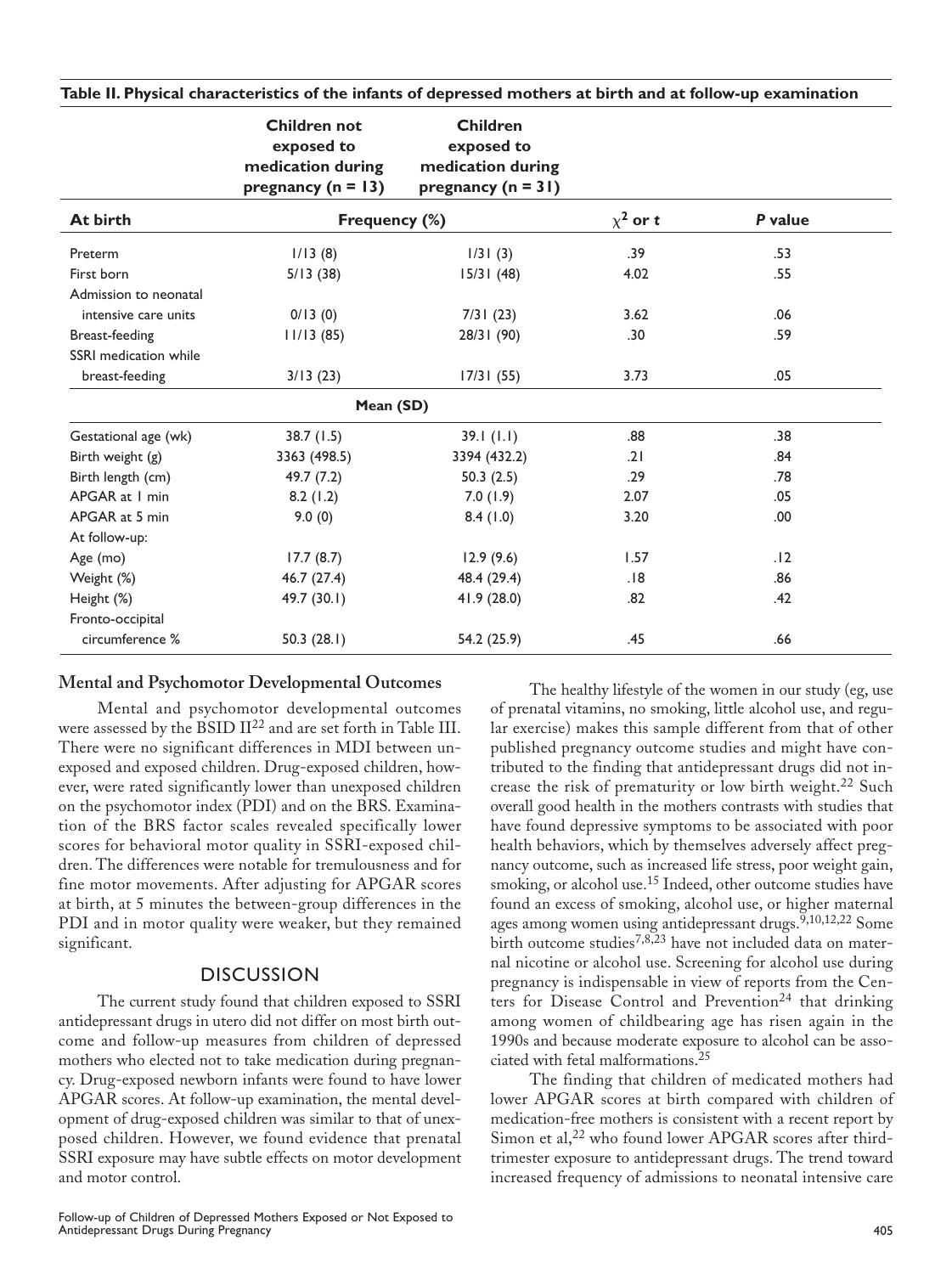**Table II. Physical characteristics of the infants of depressed mothers at birth and at follow-up examination**

| | Children not exposed to medication during pregnancy (n = 13) | Children exposed to medication during pregnancy (n = 31) | | |
|---|---|---|---|---|
| **At birth** | **Frequency (%)** | | **$\chi^2$ or *t*** | ***P* value** |
| Preterm | 1/13 (8) | 1/31 (3) | .39 | .53 |
| First born | 5/13 (38) | 15/31 (48) | 4.02 | .55 |
| Admission to neonatal intensive care units | 0/13 (0) | 7/31 (23) | 3.62 | .06 |
| Breast-feeding | 11/13 (85) | 28/31 (90) | .30 | .59 |
| SSRI medication while breast-feeding | 3/13 (23) | 17/31 (55) | 3.73 | .05 |
| | **Mean (SD)** | | | |
| Gestational age (wk) | 38.7 (1.5) | 39.1 (1.1) | .88 | .38 |
| Birth weight (g) | 3363 (498.5) | 3394 (432.2) | .21 | .84 |
| Birth length (cm) | 49.7 (7.2) | 50.3 (2.5) | .29 | .78 |
| APGAR at 1 min | 8.2 (1.2) | 7.0 (1.9) | 2.07 | .05 |
| APGAR at 5 min | 9.0 (0) | 8.4 (1.0) | 3.20 | .00 |
| At follow-up: | | | | |
| Age (mo) | 17.7 (8.7) | 12.9 (9.6) | 1.57 | .12 |
| Weight (%) | 46.7 (27.4) | 48.4 (29.4) | .18 | .86 |
| Height (%) | 49.7 (30.1) | 41.9 (28.0) | .82 | .42 |
| Fronto-occipital circumference % | 50.3 (28.1) | 54.2 (25.9) | .45 | .66 |

### Mental and Psychomotor Developmental Outcomes

Mental and psychomotor developmental outcomes were assessed by the BSID II[22] and are set forth in Table III. There were no significant differences in MDI between unexposed and exposed children. Drug-exposed children, however, were rated significantly lower than unexposed children on the psychomotor index (PDI) and on the BRS. Examination of the BRS factor scales revealed specifically lower scores for behavioral motor quality in SSRI-exposed children. The differences were notable for tremulousness and for fine motor movements. After adjusting for APGAR scores at birth, at 5 minutes the between-group differences in the PDI and in motor quality were weaker, but they remained significant.

## DISCUSSION

The current study found that children exposed to SSRI antidepressant drugs in utero did not differ on most birth outcome and follow-up measures from children of depressed mothers who elected not to take medication during pregnancy. Drug-exposed newborn infants were found to have lower APGAR scores. At follow-up examination, the mental development of drug-exposed children was similar to that of unexposed children. However, we found evidence that prenatal SSRI exposure may have subtle effects on motor development and motor control.

The healthy lifestyle of the women in our study (eg, use of prenatal vitamins, no smoking, little alcohol use, and regular exercise) makes this sample different from that of other published pregnancy outcome studies and might have contributed to the finding that antidepressant drugs did not increase the risk of prematurity or low birth weight.[22] Such overall good health in the mothers contrasts with studies that have found depressive symptoms to be associated with poor health behaviors, which by themselves adversely affect pregnancy outcome, such as increased life stress, poor weight gain, smoking, or alcohol use.[15] Indeed, other outcome studies have found an excess of smoking, alcohol use, or higher maternal ages among women using antidepressant drugs.[9,10,12,22] Some birth outcome studies[7,8,23] have not included data on maternal nicotine or alcohol use. Screening for alcohol use during pregnancy is indispensable in view of reports from the Centers for Disease Control and Prevention[24] that drinking among women of childbearing age has risen again in the 1990s and because moderate exposure to alcohol can be associated with fetal malformations.[25]

The finding that children of medicated mothers had lower APGAR scores at birth compared with children of medication-free mothers is consistent with a recent report by Simon et al,[22] who found lower APGAR scores after third-trimester exposure to antidepressant drugs. The trend toward increased frequency of admissions to neonatal intensive care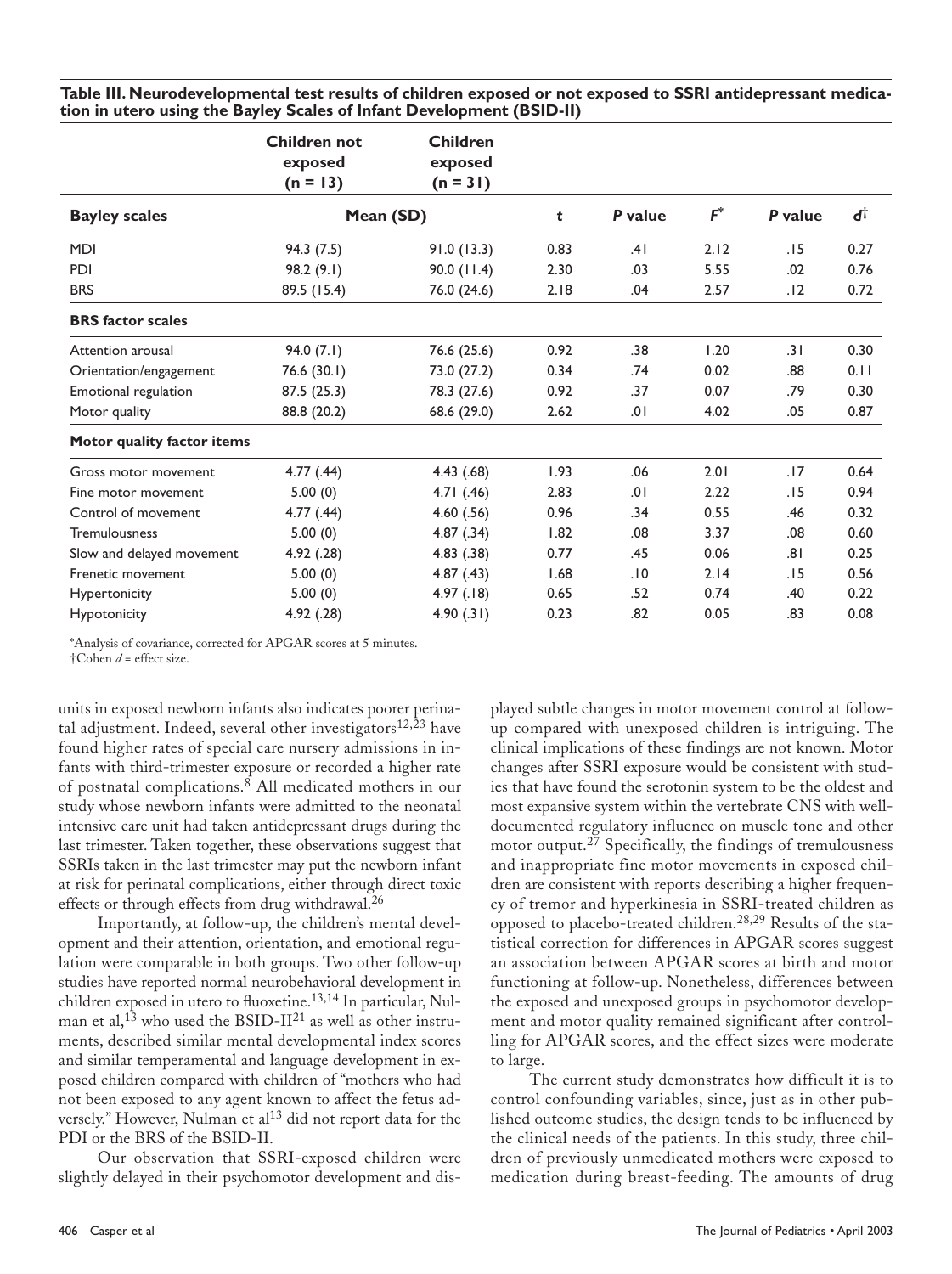**Table III. Neurodevelopmental test results of children exposed or not exposed to SSRI antidepressant medication in utero using the Bayley Scales of Infant Development (BSID-II)**

| Bayley scales | Children not exposed (n = 13) | Children exposed (n = 31) | *t* | *P* value | $F^*$ | *P* value | $d^\dagger$ |
|---|---|---|---|---|---|---|---|
| | Mean (SD) | | | | | | |
| MDI | 94.3 (7.5) | 91.0 (13.3) | 0.83 | .41 | 2.12 | .15 | 0.27 |
| PDI | 98.2 (9.1) | 90.0 (11.4) | 2.30 | .03 | 5.55 | .02 | 0.76 |
| BRS | 89.5 (15.4) | 76.0 (24.6) | 2.18 | .04 | 2.57 | .12 | 0.72 |
| **BRS factor scales** | | | | | | | |
| Attention arousal | 94.0 (7.1) | 76.6 (25.6) | 0.92 | .38 | 1.20 | .31 | 0.30 |
| Orientation/engagement | 76.6 (30.1) | 73.0 (27.2) | 0.34 | .74 | 0.02 | .88 | 0.11 |
| Emotional regulation | 87.5 (25.3) | 78.3 (27.6) | 0.92 | .37 | 0.07 | .79 | 0.30 |
| Motor quality | 88.8 (20.2) | 68.6 (29.0) | 2.62 | .01 | 4.02 | .05 | 0.87 |
| **Motor quality factor items** | | | | | | | |
| Gross motor movement | 4.77 (.44) | 4.43 (.68) | 1.93 | .06 | 2.01 | .17 | 0.64 |
| Fine motor movement | 5.00 (0) | 4.71 (.46) | 2.83 | .01 | 2.22 | .15 | 0.94 |
| Control of movement | 4.77 (.44) | 4.60 (.56) | 0.96 | .34 | 0.55 | .46 | 0.32 |
| Tremulousness | 5.00 (0) | 4.87 (.34) | 1.82 | .08 | 3.37 | .08 | 0.60 |
| Slow and delayed movement | 4.92 (.28) | 4.83 (.38) | 0.77 | .45 | 0.06 | .81 | 0.25 |
| Frenetic movement | 5.00 (0) | 4.87 (.43) | 1.68 | .10 | 2.14 | .15 | 0.56 |
| Hypertonicity | 5.00 (0) | 4.97 (.18) | 0.65 | .52 | 0.74 | .40 | 0.22 |
| Hypotonicity | 4.92 (.28) | 4.90 (.31) | 0.23 | .82 | 0.05 | .83 | 0.08 |

*Analysis of covariance, corrected for APGAR scores at 5 minutes.

†Cohen *d* = effect size.

units in exposed newborn infants also indicates poorer perinatal adjustment. Indeed, several other investigators[12,23] have found higher rates of special care nursery admissions in infants with third-trimester exposure or recorded a higher rate of postnatal complications.[8] All medicated mothers in our study whose newborn infants were admitted to the neonatal intensive care unit had taken antidepressant drugs during the last trimester. Taken together, these observations suggest that SSRIs taken in the last trimester may put the newborn infant at risk for perinatal complications, either through direct toxic effects or through effects from drug withdrawal.[26]

Importantly, at follow-up, the children's mental development and their attention, orientation, and emotional regulation were comparable in both groups. Two other follow-up studies have reported normal neurobehavioral development in children exposed in utero to fluoxetine.[13,14] In particular, Nulman et al,[13] who used the BSID-II[21] as well as other instruments, described similar mental developmental index scores and similar temperamental and language development in exposed children compared with children of "mothers who had not been exposed to any agent known to affect the fetus adversely." However, Nulman et al[13] did not report data for the PDI or the BRS of the BSID-II.

Our observation that SSRI-exposed children were slightly delayed in their psychomotor development and displayed subtle changes in motor movement control at follow-up compared with unexposed children is intriguing. The clinical implications of these findings are not known. Motor changes after SSRI exposure would be consistent with studies that have found the serotonin system to be the oldest and most expansive system within the vertebrate CNS with well-documented regulatory influence on muscle tone and other motor output.[27] Specifically, the findings of tremulousness and inappropriate fine motor movements in exposed children are consistent with reports describing a higher frequency of tremor and hyperkinesia in SSRI-treated children as opposed to placebo-treated children.[28,29] Results of the statistical correction for differences in APGAR scores suggest an association between APGAR scores at birth and motor functioning at follow-up. Nonetheless, differences between the exposed and unexposed groups in psychomotor development and motor quality remained significant after controlling for APGAR scores, and the effect sizes were moderate to large.

The current study demonstrates how difficult it is to control confounding variables, since, just as in other published outcome studies, the design tends to be influenced by the clinical needs of the patients. In this study, three children of previously unmedicated mothers were exposed to medication during breast-feeding. The amounts of drug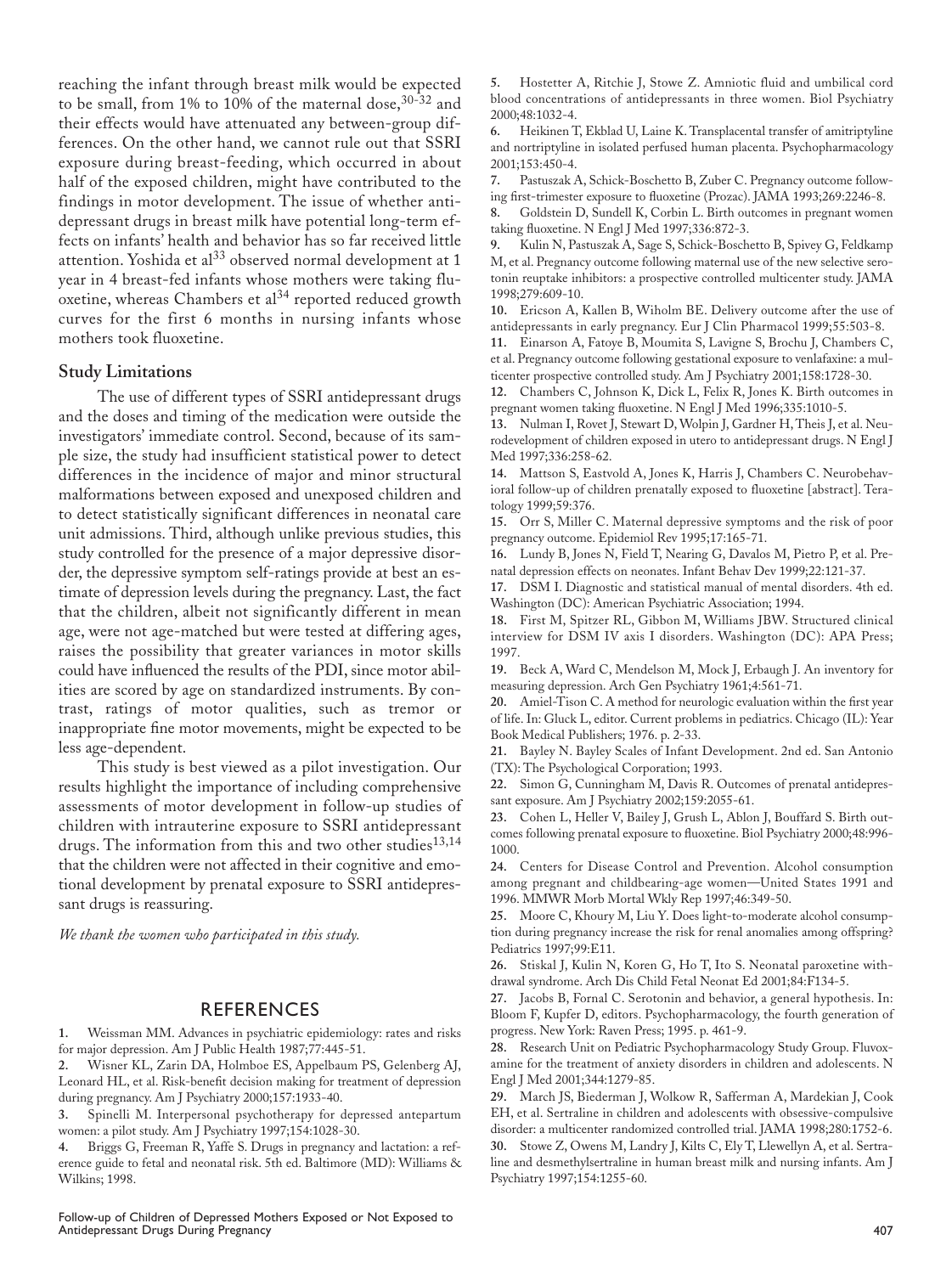reaching the infant through breast milk would be expected to be small, from 1% to 10% of the maternal dose,[30-32] and their effects would have attenuated any between-group differences. On the other hand, we cannot rule out that SSRI exposure during breast-feeding, which occurred in about half of the exposed children, might have contributed to the findings in motor development. The issue of whether antidepressant drugs in breast milk have potential long-term effects on infants' health and behavior has so far received little attention. Yoshida et al[33] observed normal development at 1 year in 4 breast-fed infants whose mothers were taking fluoxetine, whereas Chambers et al[34] reported reduced growth curves for the first 6 months in nursing infants whose mothers took fluoxetine.

## Study Limitations

The use of different types of SSRI antidepressant drugs and the doses and timing of the medication were outside the investigators' immediate control. Second, because of its sample size, the study had insufficient statistical power to detect differences in the incidence of major and minor structural malformations between exposed and unexposed children and to detect statistically significant differences in neonatal care unit admissions. Third, although unlike previous studies, this study controlled for the presence of a major depressive disorder, the depressive symptom self-ratings provide at best an estimate of depression levels during the pregnancy. Last, the fact that the children, albeit not significantly different in mean age, were not age-matched but were tested at differing ages, raises the possibility that greater variances in motor skills could have influenced the results of the PDI, since motor abilities are scored by age on standardized instruments. By contrast, ratings of motor qualities, such as tremor or inappropriate fine motor movements, might be expected to be less age-dependent.

This study is best viewed as a pilot investigation. Our results highlight the importance of including comprehensive assessments of motor development in follow-up studies of children with intrauterine exposure to SSRI antidepressant drugs. The information from this and two other studies[13,14] that the children were not affected in their cognitive and emotional development by prenatal exposure to SSRI antidepressant drugs is reassuring.

*We thank the women who participated in this study.*

## REFERENCES

1. Weissman MM. Advances in psychiatric epidemiology: rates and risks for major depression. Am J Public Health 1987;77:445-51.
2. Wisner KL, Zarin DA, Holmboe ES, Appelbaum PS, Gelenberg AJ, Leonard HL, et al. Risk-benefit decision making for treatment of depression during pregnancy. Am J Psychiatry 2000;157:1933-40.
3. Spinelli M. Interpersonal psychotherapy for depressed antepartum women: a pilot study. Am J Psychiatry 1997;154:1028-30.
4. Briggs G, Freeman R, Yaffe S. Drugs in pregnancy and lactation: a reference guide to fetal and neonatal risk. 5th ed. Baltimore (MD): Williams & Wilkins; 1998.
5. Hostetter A, Ritchie J, Stowe Z. Amniotic fluid and umbilical cord blood concentrations of antidepressants in three women. Biol Psychiatry 2000;48:1032-4.
6. Heikinen T, Ekblad U, Laine K. Transplacental transfer of amitriptyline and nortriptyline in isolated perfused human placenta. Psychopharmacology 2001;153:450-4.
7. Pastuszak A, Schick-Boschetto B, Zuber C. Pregnancy outcome following first-trimester exposure to fluoxetine (Prozac). JAMA 1993;269:2246-8.
8. Goldstein D, Sundell K, Corbin L. Birth outcomes in pregnant women taking fluoxetine. N Engl J Med 1997;336:872-3.
9. Kulin N, Pastuszak A, Sage S, Schick-Boschetto B, Spivey G, Feldkamp M, et al. Pregnancy outcome following maternal use of the new selective serotonin reuptake inhibitors: a prospective controlled multicenter study. JAMA 1998;279:609-10.
10. Ericson A, Kallen B, Wiholm BE. Delivery outcome after the use of antidepressants in early pregnancy. Eur J Clin Pharmacol 1999;55:503-8.
11. Einarson A, Fatoye B, Moumita S, Lavigne S, Brochu J, Chambers C, et al. Pregnancy outcome following gestational exposure to venlafaxine: a multicenter prospective controlled study. Am J Psychiatry 2001;158:1728-30.
12. Chambers C, Johnson K, Dick L, Felix R, Jones K. Birth outcomes in pregnant women taking fluoxetine. N Engl J Med 1996;335:1010-5.
13. Nulman I, Rovet J, Stewart D, Wolpin J, Gardner H, Theis J, et al. Neurodevelopment of children exposed in utero to antidepressant drugs. N Engl J Med 1997;336:258-62.
14. Mattson S, Eastvold A, Jones K, Harris J, Chambers C. Neurobehavioral follow-up of children prenatally exposed to fluoxetine [abstract]. Teratology 1999;59:376.
15. Orr S, Miller C. Maternal depressive symptoms and the risk of poor pregnancy outcome. Epidemiol Rev 1995;17:165-71.
16. Lundy B, Jones N, Field T, Nearing G, Davalos M, Pietro P, et al. Prenatal depression effects on neonates. Infant Behav Dev 1999;22:121-37.
17. DSM I. Diagnostic and statistical manual of mental disorders. 4th ed. Washington (DC): American Psychiatric Association; 1994.
18. First M, Spitzer RL, Gibbon M, Williams JBW. Structured clinical interview for DSM IV axis I disorders. Washington (DC): APA Press; 1997.
19. Beck A, Ward C, Mendelson M, Mock J, Erbaugh J. An inventory for measuring depression. Arch Gen Psychiatry 1961;4:561-71.
20. Amiel-Tison C. A method for neurologic evaluation within the first year of life. In: Gluck L, editor. Current problems in pediatrics. Chicago (IL): Year Book Medical Publishers; 1976. p. 2-33.
21. Bayley N. Bayley Scales of Infant Development. 2nd ed. San Antonio (TX): The Psychological Corporation; 1993.
22. Simon G, Cunningham M, Davis R. Outcomes of prenatal antidepressant exposure. Am J Psychiatry 2002;159:2055-61.
23. Cohen L, Heller V, Bailey J, Grush L, Ablon J, Bouffard S. Birth outcomes following prenatal exposure to fluoxetine. Biol Psychiatry 2000;48:996-1000.
24. Centers for Disease Control and Prevention. Alcohol consumption among pregnant and childbearing-age women—United States 1991 and 1996. MMWR Morb Mortal Wkly Rep 1997;46:349-50.
25. Moore C, Khoury M, Liu Y. Does light-to-moderate alcohol consumption during pregnancy increase the risk for renal anomalies among offspring? Pediatrics 1997;99:E11.
26. Stiskal J, Kulin N, Koren G, Ho T, Ito S. Neonatal paroxetine withdrawal syndrome. Arch Dis Child Fetal Neonat Ed 2001;84:F134-5.
27. Jacobs B, Fornal C. Serotonin and behavior, a general hypothesis. In: Bloom F, Kupfer D, editors. Psychopharmacology, the fourth generation of progress. New York: Raven Press; 1995. p. 461-9.
28. Research Unit on Pediatric Psychopharmacology Study Group. Fluvoxamine for the treatment of anxiety disorders in children and adolescents. N Engl J Med 2001;344:1279-85.
29. March JS, Biederman J, Wolkow R, Safferman A, Mardekian J, Cook EH, et al. Sertraline in children and adolescents with obsessive-compulsive disorder: a multicenter randomized controlled trial. JAMA 1998;280:1752-6.
30. Stowe Z, Owens M, Landry J, Kilts C, Ely T, Llewellyn A, et al. Sertraline and desmethylsertraline in human breast milk and nursing infants. Am J Psychiatry 1997;154:1255-60.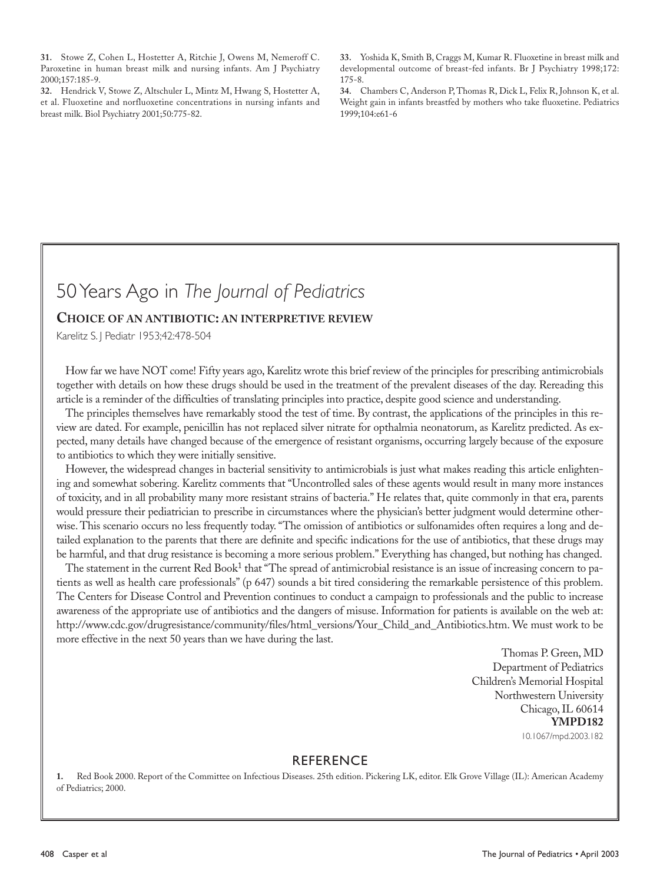**31.** Stowe Z, Cohen L, Hostetter A, Ritchie J, Owens M, Nemeroff C. Paroxetine in human breast milk and nursing infants. Am J Psychiatry 2000;157:185-9.

**32.** Hendrick V, Stowe Z, Altschuler L, Mintz M, Hwang S, Hostetter A, et al. Fluoxetine and norfluoxetine concentrations in nursing infants and breast milk. Biol Psychiatry 2001;50:775-82.

**33.** Yoshida K, Smith B, Craggs M, Kumar R. Fluoxetine in breast milk and developmental outcome of breast-fed infants. Br J Psychiatry 1998;172: 175-8.

**34.** Chambers C, Anderson P, Thomas R, Dick L, Felix R, Johnson K, et al. Weight gain in infants breastfed by mothers who take fluoxetine. Pediatrics 1999;104:e61-6

# 50 Years Ago in *The Journal of Pediatrics*

## CHOICE OF AN ANTIBIOTIC: AN INTERPRETIVE REVIEW

Karelitz S. J Pediatr 1953;42:478-504

How far we have NOT come! Fifty years ago, Karelitz wrote this brief review of the principles for prescribing antimicrobials together with details on how these drugs should be used in the treatment of the prevalent diseases of the day. Rereading this article is a reminder of the difficulties of translating principles into practice, despite good science and understanding.

The principles themselves have remarkably stood the test of time. By contrast, the applications of the principles in this review are dated. For example, penicillin has not replaced silver nitrate for opthalmia neonatorum, as Karelitz predicted. As expected, many details have changed because of the emergence of resistant organisms, occurring largely because of the exposure to antibiotics to which they were initially sensitive.

However, the widespread changes in bacterial sensitivity to antimicrobials is just what makes reading this article enlightening and somewhat sobering. Karelitz comments that "Uncontrolled sales of these agents would result in many more instances of toxicity, and in all probability many more resistant strains of bacteria." He relates that, quite commonly in that era, parents would pressure their pediatrician to prescribe in circumstances where the physician's better judgment would determine otherwise. This scenario occurs no less frequently today. "The omission of antibiotics or sulfonamides often requires a long and detailed explanation to the parents that there are definite and specific indications for the use of antibiotics, that these drugs may be harmful, and that drug resistance is becoming a more serious problem." Everything has changed, but nothing has changed.

The statement in the current Red Book[1] that "The spread of antimicrobial resistance is an issue of increasing concern to patients as well as health care professionals" (p 647) sounds a bit tired considering the remarkable persistence of this problem. The Centers for Disease Control and Prevention continues to conduct a campaign to professionals and the public to increase awareness of the appropriate use of antibiotics and the dangers of misuse. Information for patients is available on the web at: http://www.cdc.gov/drugresistance/community/files/html_versions/Your_Child_and_Antibiotics.htm. We must work to be more effective in the next 50 years than we have during the last.

Thomas P. Green, MD
Department of Pediatrics
Children's Memorial Hospital
Northwestern University
Chicago, IL 60614
**YMPD182**
10.1067/mpd.2003.182

## REFERENCE

**1.** Red Book 2000. Report of the Committee on Infectious Diseases. 25th edition. Pickering LK, editor. Elk Grove Village (IL): American Academy of Pediatrics; 2000.